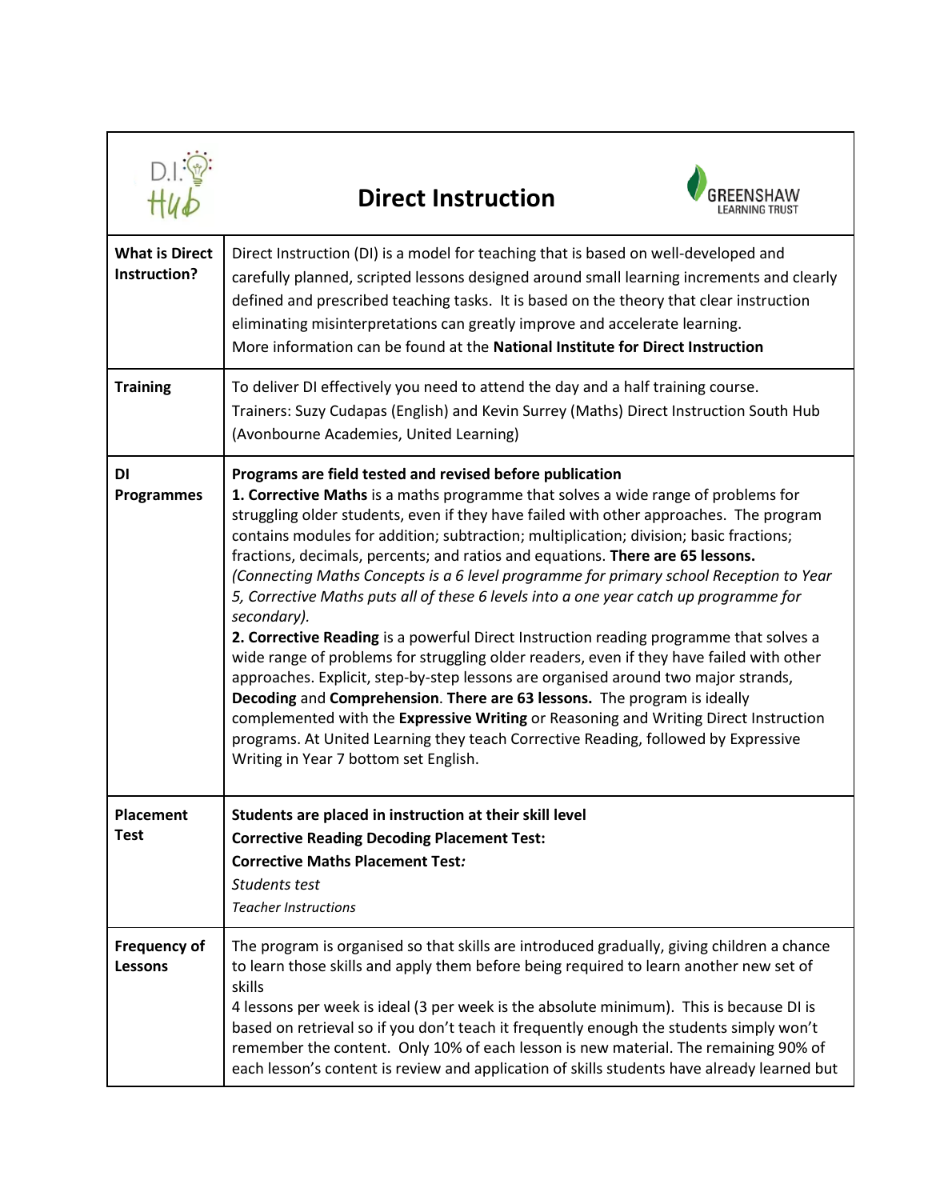# Direct Instruction

| | |
|---|---|
| **What is Direct Instruction?** | Direct Instruction (DI) is a model for teaching that is based on well-developed and carefully planned, scripted lessons designed around small learning increments and clearly defined and prescribed teaching tasks. It is based on the theory that clear instruction eliminating misinterpretations can greatly improve and accelerate learning.<br>More information can be found at the **National Institute for Direct Instruction** |
| **Training** | To deliver DI effectively you need to attend the day and a half training course.<br>Trainers: Suzy Cudapas (English) and Kevin Surrey (Maths) Direct Instruction South Hub (Avonbourne Academies, United Learning) |
| **DI Programmes** | **Programs are field tested and revised before publication**<br>**1. Corrective Maths** is a maths programme that solves a wide range of problems for struggling older students, even if they have failed with other approaches. The program contains modules for addition; subtraction; multiplication; division; basic fractions; fractions, decimals, percents; and ratios and equations. **There are 65 lessons.**<br>*(Connecting Maths Concepts is a 6 level programme for primary school Reception to Year 5, Corrective Maths puts all of these 6 levels into a one year catch up programme for secondary).*<br>**2. Corrective Reading** is a powerful Direct Instruction reading programme that solves a wide range of problems for struggling older readers, even if they have failed with other approaches. Explicit, step-by-step lessons are organised around two major strands, **Decoding** and **Comprehension**. **There are 63 lessons.** The program is ideally complemented with the **Expressive Writing** or Reasoning and Writing Direct Instruction programs. At United Learning they teach Corrective Reading, followed by Expressive Writing in Year 7 bottom set English. |
| **Placement Test** | **Students are placed in instruction at their skill level**<br>**Corrective Reading Decoding Placement Test:**<br>**Corrective Maths Placement Test*:***<br>*Students test*<br>*Teacher Instructions* |
| **Frequency of Lessons** | The program is organised so that skills are introduced gradually, giving children a chance to learn those skills and apply them before being required to learn another new set of skills<br>4 lessons per week is ideal (3 per week is the absolute minimum). This is because DI is based on retrieval so if you don't teach it frequently enough the students simply won't remember the content. Only 10% of each lesson is new material. The remaining 90% of each lesson's content is review and application of skills students have already learned but |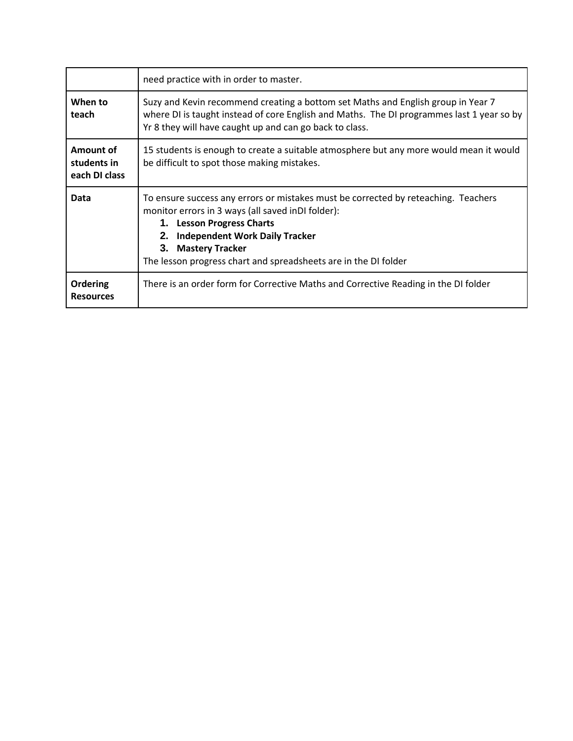| | |
|---|---|
| | need practice with in order to master. |
| **When to teach** | Suzy and Kevin recommend creating a bottom set Maths and English group in Year 7 where DI is taught instead of core English and Maths. The DI programmes last 1 year so by Yr 8 they will have caught up and can go back to class. |
| **Amount of students in each DI class** | 15 students is enough to create a suitable atmosphere but any more would mean it would be difficult to spot those making mistakes. |
| **Data** | To ensure success any errors or mistakes must be corrected by reteaching. Teachers monitor errors in 3 ways (all saved inDI folder): <br>1. **Lesson Progress Charts** <br>2. **Independent Work Daily Tracker** <br>3. **Mastery Tracker** <br>The lesson progress chart and spreadsheets are in the DI folder |
| **Ordering Resources** | There is an order form for Corrective Maths and Corrective Reading in the DI folder |